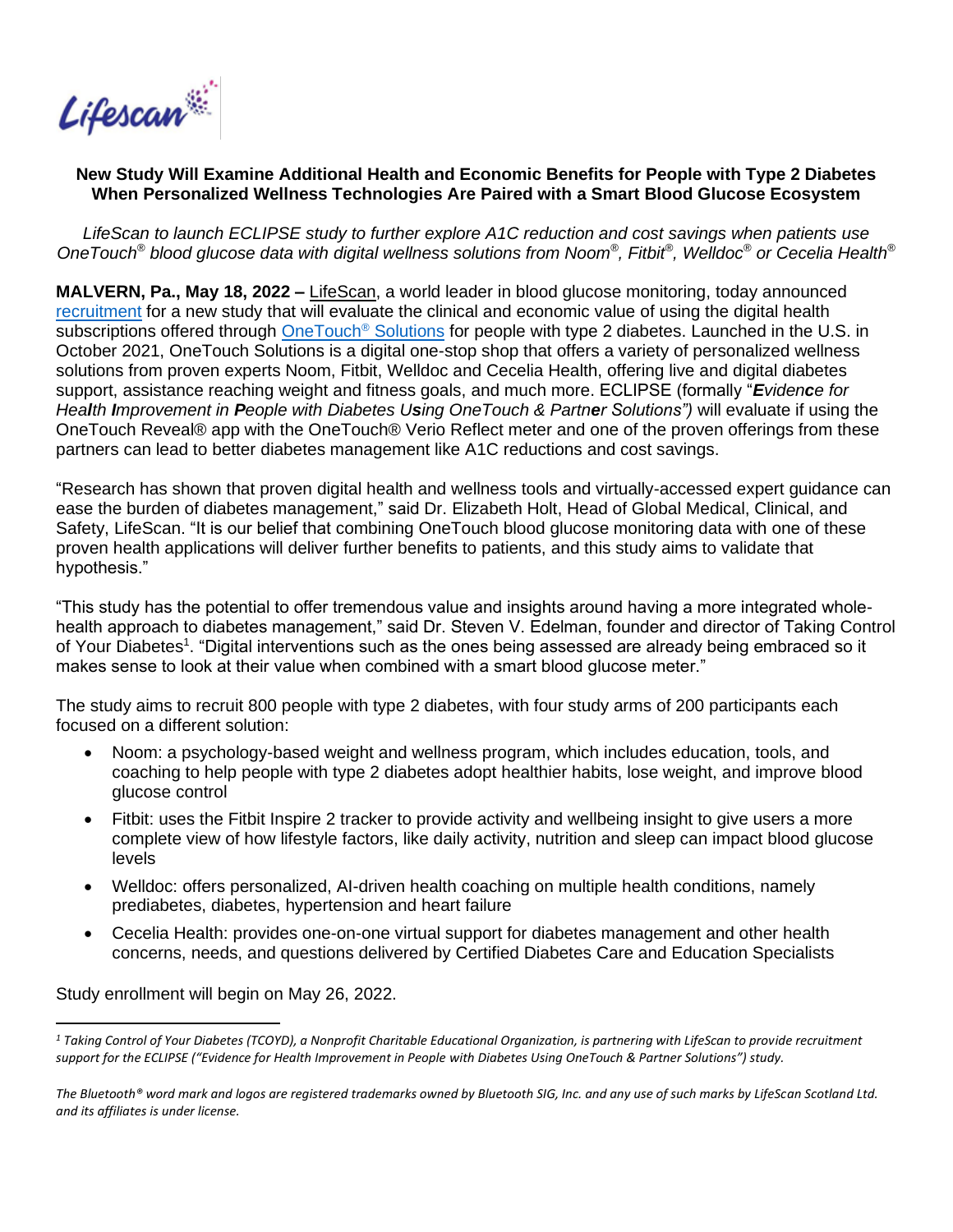Lifescan

**New Study Will Examine Additional Health and Economic Benefits for People with Type 2 Diabetes When Personalized Wellness Technologies Are Paired with a Smart Blood Glucose Ecosystem**

*LifeScan to launch ECLIPSE study to further explore A1C reduction and cost savings when patients use OneTouch® blood glucose data with digital wellness solutions from Noom®, Fitbit®, Welldoc® or Cecelia Health®*

**MALVERN, Pa., May 18, 2022 –** LifeScan, a world leader in blood glucose monitoring, today announced recruitment for a new study that will evaluate the clinical and economic value of using the digital health subscriptions offered through OneTouch® Solutions for people with type 2 diabetes. Launched in the U.S. in October 2021, OneTouch Solutions is a digital one-stop shop that offers a variety of personalized wellness solutions from proven experts Noom, Fitbit, Welldoc and Cecelia Health, offering live and digital diabetes support, assistance reaching weight and fitness goals, and much more. ECLIPSE (formally "***E**viden**c**e for Hea**l**th **I**mprovement in **P**eople with Diabetes U**s**ing OneTouch & Partn**e**r Solutions")* will evaluate if using the OneTouch Reveal® app with the OneTouch® Verio Reflect meter and one of the proven offerings from these partners can lead to better diabetes management like A1C reductions and cost savings.

"Research has shown that proven digital health and wellness tools and virtually-accessed expert guidance can ease the burden of diabetes management," said Dr. Elizabeth Holt, Head of Global Medical, Clinical, and Safety, LifeScan. "It is our belief that combining OneTouch blood glucose monitoring data with one of these proven health applications will deliver further benefits to patients, and this study aims to validate that hypothesis."

"This study has the potential to offer tremendous value and insights around having a more integrated whole-health approach to diabetes management," said Dr. Steven V. Edelman, founder and director of Taking Control of Your Diabetes[1]. "Digital interventions such as the ones being assessed are already being embraced so it makes sense to look at their value when combined with a smart blood glucose meter."

The study aims to recruit 800 people with type 2 diabetes, with four study arms of 200 participants each focused on a different solution:

- Noom: a psychology-based weight and wellness program, which includes education, tools, and coaching to help people with type 2 diabetes adopt healthier habits, lose weight, and improve blood glucose control
- Fitbit: uses the Fitbit Inspire 2 tracker to provide activity and wellbeing insight to give users a more complete view of how lifestyle factors, like daily activity, nutrition and sleep can impact blood glucose levels
- Welldoc: offers personalized, AI-driven health coaching on multiple health conditions, namely prediabetes, diabetes, hypertension and heart failure
- Cecelia Health: provides one-on-one virtual support for diabetes management and other health concerns, needs, and questions delivered by Certified Diabetes Care and Education Specialists

Study enrollment will begin on May 26, 2022.

---

*[1] Taking Control of Your Diabetes (TCOYD), a Nonprofit Charitable Educational Organization, is partnering with LifeScan to provide recruitment support for the ECLIPSE ("Evidence for Health Improvement in People with Diabetes Using OneTouch & Partner Solutions") study.*

*The Bluetooth® word mark and logos are registered trademarks owned by Bluetooth SIG, Inc. and any use of such marks by LifeScan Scotland Ltd. and its affiliates is under license.*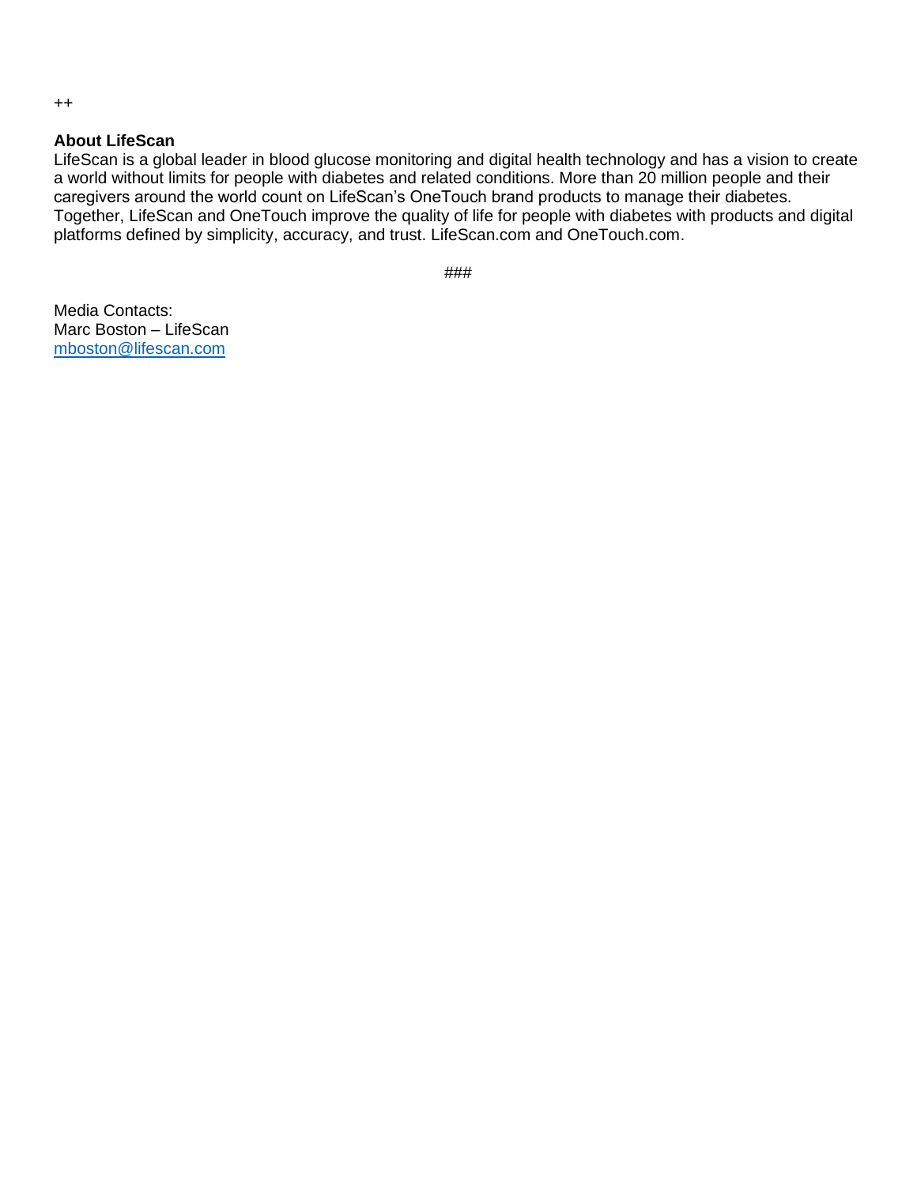++

**About LifeScan**
LifeScan is a global leader in blood glucose monitoring and digital health technology and has a vision to create a world without limits for people with diabetes and related conditions. More than 20 million people and their caregivers around the world count on LifeScan's OneTouch brand products to manage their diabetes. Together, LifeScan and OneTouch improve the quality of life for people with diabetes with products and digital platforms defined by simplicity, accuracy, and trust. LifeScan.com and OneTouch.com.

###

Media Contacts:
Marc Boston – LifeScan
mboston@lifescan.com